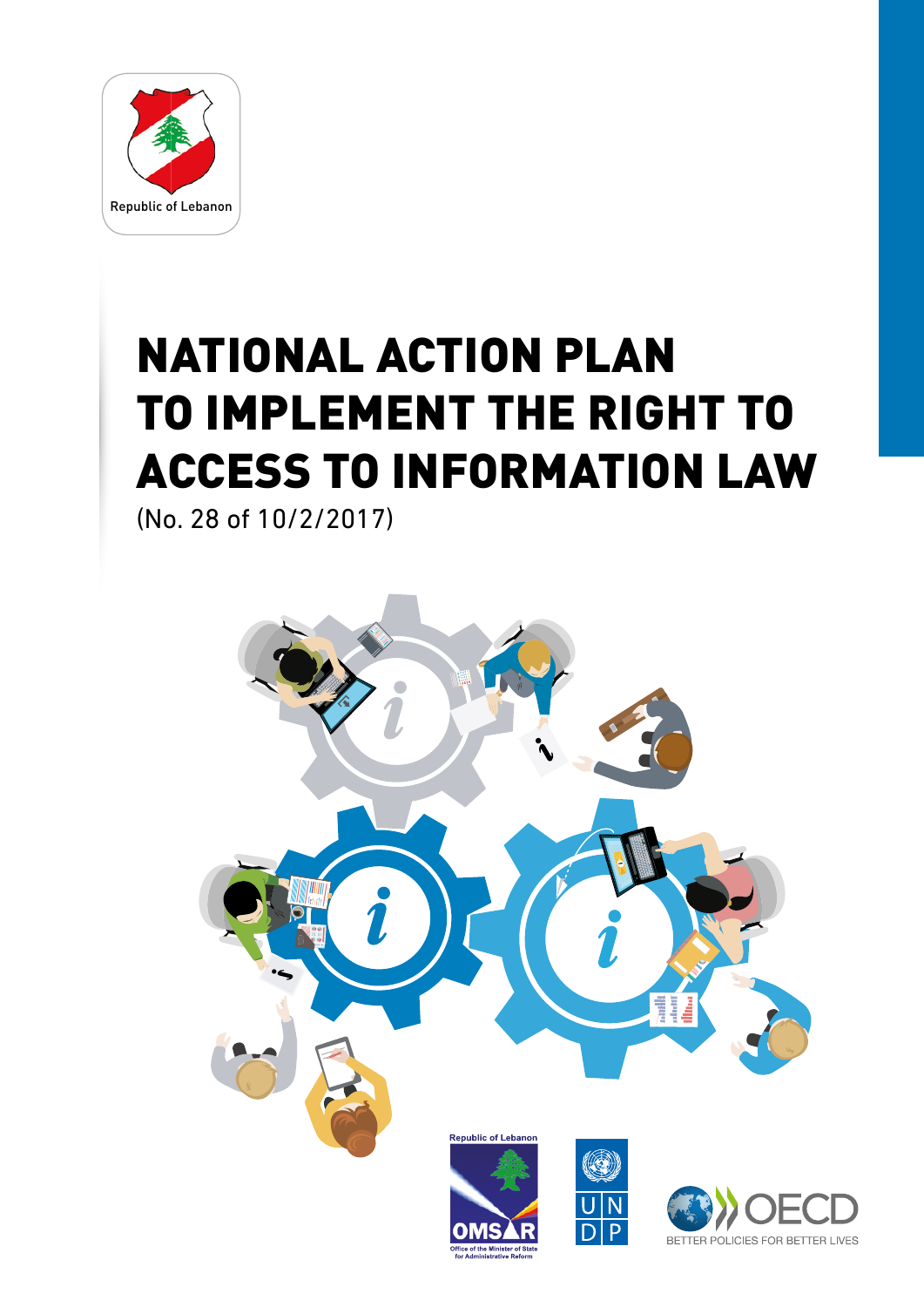Republic of Lebanon

# NATIONAL ACTION PLAN TO IMPLEMENT THE RIGHT TO ACCESS TO INFORMATION LAW

(No. 28 of 10/2/2017)

Republic of Lebanon

OMSAR

Office of the Minister of State for Administrative Reform

UNDP

OECD

BETTER POLICIES FOR BETTER LIVES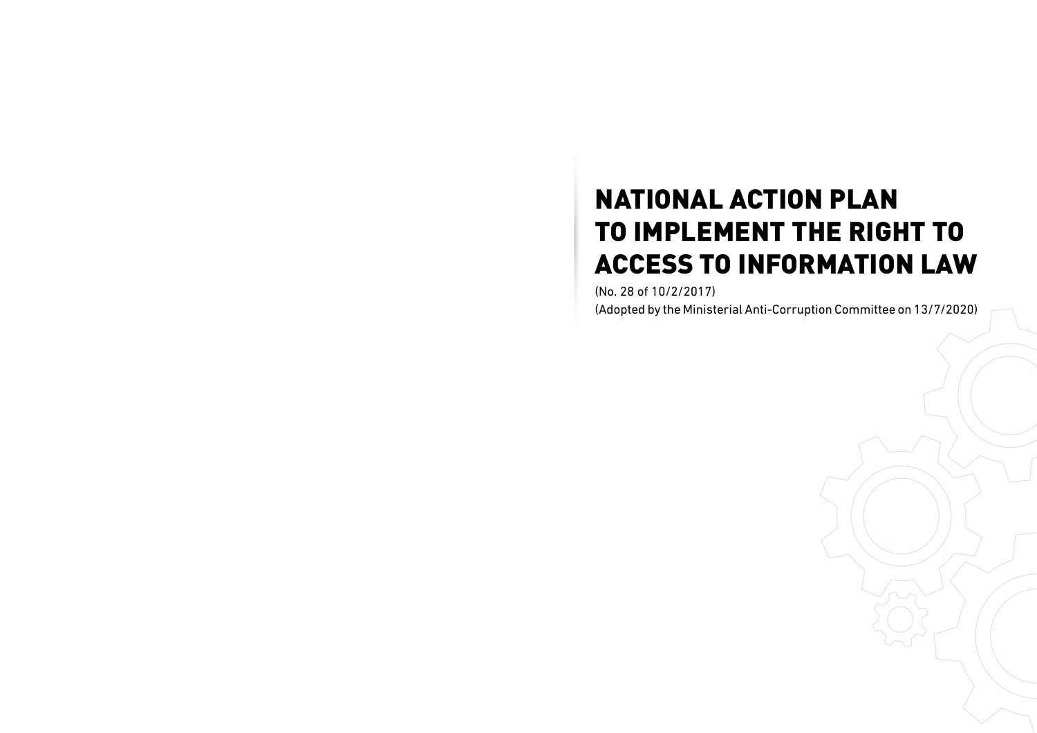# NATIONAL ACTION PLAN TO IMPLEMENT THE RIGHT TO ACCESS TO INFORMATION LAW

(No. 28 of 10/2/2017)

(Adopted by the Ministerial Anti-Corruption Committee on 13/7/2020)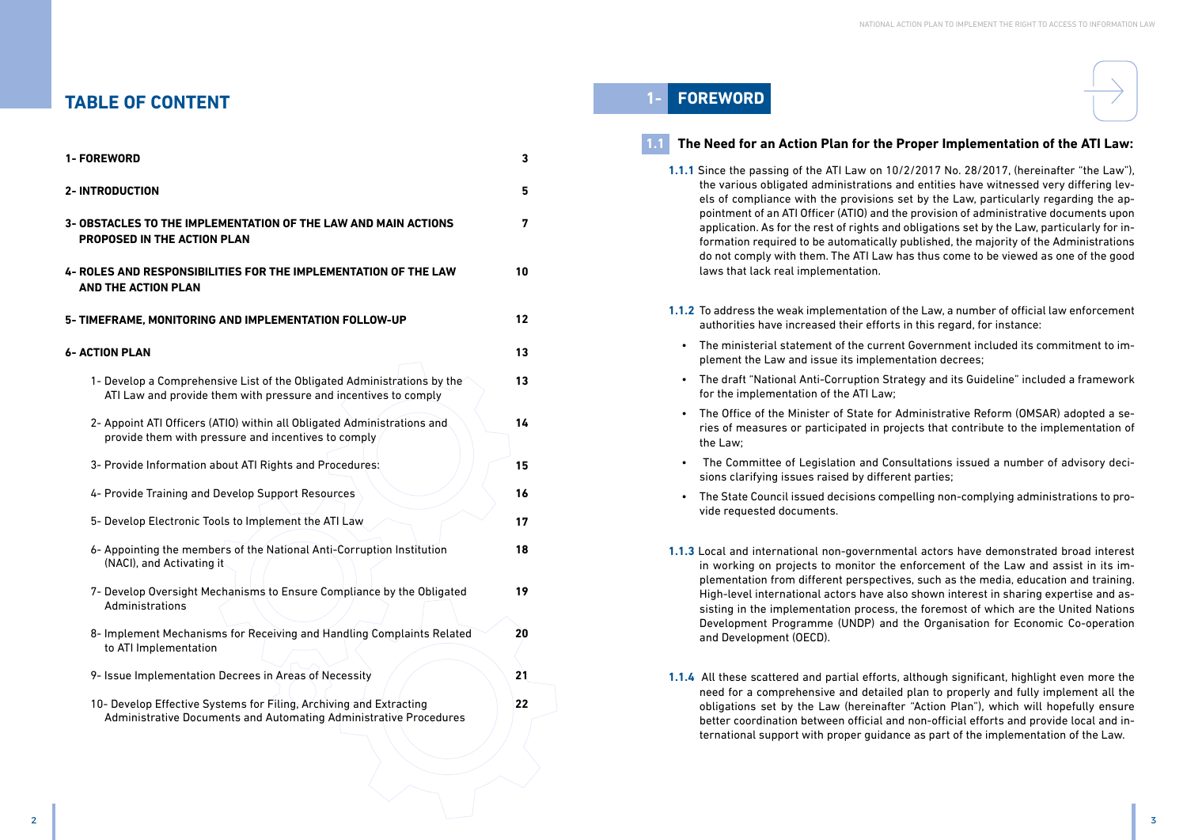# TABLE OF CONTENT

| | |
|---|---|
| **1- FOREWORD** | **3** |
| **2- INTRODUCTION** | **5** |
| **3- OBSTACLES TO THE IMPLEMENTATION OF THE LAW AND MAIN ACTIONS PROPOSED IN THE ACTION PLAN** | **7** |
| **4- ROLES AND RESPONSIBILITIES FOR THE IMPLEMENTATION OF THE LAW AND THE ACTION PLAN** | **10** |
| **5- TIMEFRAME, MONITORING AND IMPLEMENTATION FOLLOW-UP** | **12** |
| **6- ACTION PLAN** | **13** |
| 1- Develop a Comprehensive List of the Obligated Administrations by the ATI Law and provide them with pressure and incentives to comply | **13** |
| 2- Appoint ATI Officers (ATIO) within all Obligated Administrations and provide them with pressure and incentives to comply | **14** |
| 3- Provide Information about ATI Rights and Procedures: | **15** |
| 4- Provide Training and Develop Support Resources | **16** |
| 5- Develop Electronic Tools to Implement the ATI Law | **17** |
| 6- Appointing the members of the National Anti-Corruption Institution (NACI), and Activating it | **18** |
| 7- Develop Oversight Mechanisms to Ensure Compliance by the Obligated Administrations | **19** |
| 8- Implement Mechanisms for Receiving and Handling Complaints Related to ATI Implementation | **20** |
| 9- Issue Implementation Decrees in Areas of Necessity | **21** |
| 10- Develop Effective Systems for Filing, Archiving and Extracting Administrative Documents and Automating Administrative Procedures | **22** |

# 1- FOREWORD

## 1.1 The Need for an Action Plan for the Proper Implementation of the ATI Law:

**1.1.1** Since the passing of the ATI Law on 10/2/2017 No. 28/2017, (hereinafter "the Law"), the various obligated administrations and entities have witnessed very differing levels of compliance with the provisions set by the Law, particularly regarding the appointment of an ATI Officer (ATIO) and the provision of administrative documents upon application. As for the rest of rights and obligations set by the Law, particularly for information required to be automatically published, the majority of the Administrations do not comply with them. The ATI Law has thus come to be viewed as one of the good laws that lack real implementation.

**1.1.2** To address the weak implementation of the Law, a number of official law enforcement authorities have increased their efforts in this regard, for instance:

- The ministerial statement of the current Government included its commitment to implement the Law and issue its implementation decrees;
- The draft "National Anti-Corruption Strategy and its Guideline" included a framework for the implementation of the ATI Law;
- The Office of the Minister of State for Administrative Reform (OMSAR) adopted a series of measures or participated in projects that contribute to the implementation of the Law;
- The Committee of Legislation and Consultations issued a number of advisory decisions clarifying issues raised by different parties;
- The State Council issued decisions compelling non-complying administrations to provide requested documents.

**1.1.3** Local and international non-governmental actors have demonstrated broad interest in working on projects to monitor the enforcement of the Law and assist in its implementation from different perspectives, such as the media, education and training. High-level international actors have also shown interest in sharing expertise and assisting in the implementation process, the foremost of which are the United Nations Development Programme (UNDP) and the Organisation for Economic Co-operation and Development (OECD).

**1.1.4** All these scattered and partial efforts, although significant, highlight even more the need for a comprehensive and detailed plan to properly and fully implement all the obligations set by the Law (hereinafter "Action Plan"), which will hopefully ensure better coordination between official and non-official efforts and provide local and international support with proper guidance as part of the implementation of the Law.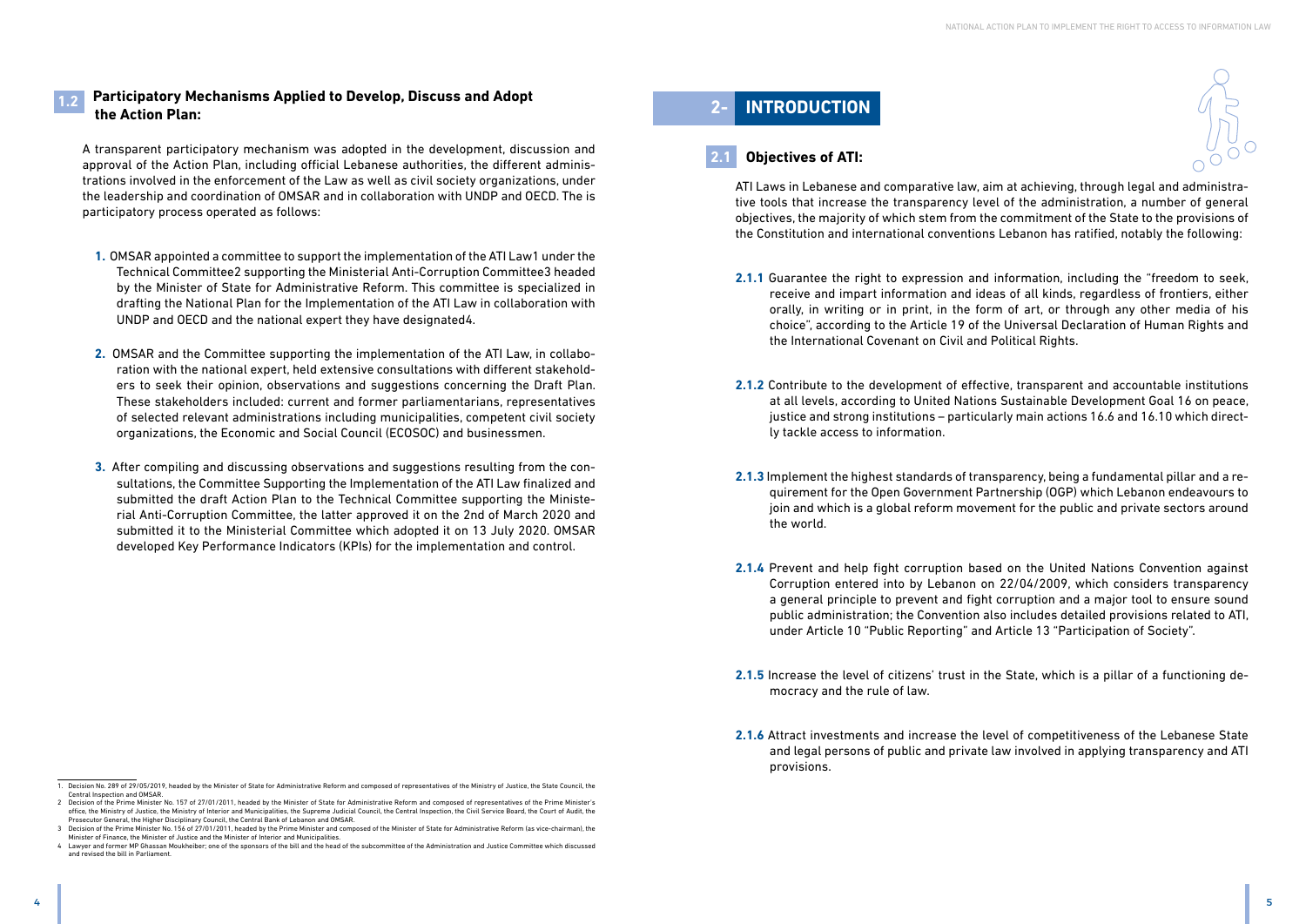## 1.2 Participatory Mechanisms Applied to Develop, Discuss and Adopt the Action Plan:

A transparent participatory mechanism was adopted in the development, discussion and approval of the Action Plan, including official Lebanese authorities, the different administrations involved in the enforcement of the Law as well as civil society organizations, under the leadership and coordination of OMSAR and in collaboration with UNDP and OECD. The is participatory process operated as follows:

1. OMSAR appointed a committee to support the implementation of the ATI Law[1] under the Technical Committee[2] supporting the Ministerial Anti-Corruption Committee[3] headed by the Minister of State for Administrative Reform. This committee is specialized in drafting the National Plan for the Implementation of the ATI Law in collaboration with UNDP and OECD and the national expert they have designated[4].

2. OMSAR and the Committee supporting the implementation of the ATI Law, in collaboration with the national expert, held extensive consultations with different stakeholders to seek their opinion, observations and suggestions concerning the Draft Plan. These stakeholders included: current and former parliamentarians, representatives of selected relevant administrations including municipalities, competent civil society organizations, the Economic and Social Council (ECOSOC) and businessmen.

3. After compiling and discussing observations and suggestions resulting from the consultations, the Committee Supporting the Implementation of the ATI Law finalized and submitted the draft Action Plan to the Technical Committee supporting the Ministerial Anti-Corruption Committee, the latter approved it on the 2nd of March 2020 and submitted it to the Ministerial Committee which adopted it on 13 July 2020. OMSAR developed Key Performance Indicators (KPIs) for the implementation and control.

---

1. Decision No. 289 of 29/05/2019, headed by the Minister of State for Administrative Reform and composed of representatives of the Ministry of Justice, the State Council, the Central Inspection and OMSAR.
2. Decision of the Prime Minister No. 157 of 27/01/2011, headed by the Minister of State for Administrative Reform and composed of representatives of the Prime Minister's office, the Ministry of Justice, the Ministry of Interior and Municipalities, the Supreme Judicial Council, the Central Inspection, the Civil Service Board, the Court of Audit, the Prosecutor General, the Higher Disciplinary Council, the Central Bank of Lebanon and OMSAR.
3. Decision of the Prime Minister No. 156 of 27/01/2011, headed by the Prime Minister and composed of the Minister of State for Administrative Reform (as vice-chairman), the Minister of Finance, the Minister of Justice and the Minister of Interior and Municipalities.
4. Lawyer and former MP Ghassan Moukheiber; one of the sponsors of the bill and the head of the subcommittee of the Administration and Justice Committee which discussed and revised the bill in Parliament.

# 2- INTRODUCTION

## 2.1 Objectives of ATI:

ATI Laws in Lebanese and comparative law, aim at achieving, through legal and administrative tools that increase the transparency level of the administration, a number of general objectives, the majority of which stem from the commitment of the State to the provisions of the Constitution and international conventions Lebanon has ratified, notably the following:

**2.1.1** Guarantee the right to expression and information, including the "freedom to seek, receive and impart information and ideas of all kinds, regardless of frontiers, either orally, in writing or in print, in the form of art, or through any other media of his choice", according to the Article 19 of the Universal Declaration of Human Rights and the International Covenant on Civil and Political Rights.

**2.1.2** Contribute to the development of effective, transparent and accountable institutions at all levels, according to United Nations Sustainable Development Goal 16 on peace, justice and strong institutions – particularly main actions 16.6 and 16.10 which directly tackle access to information.

**2.1.3** Implement the highest standards of transparency, being a fundamental pillar and a requirement for the Open Government Partnership (OGP) which Lebanon endeavours to join and which is a global reform movement for the public and private sectors around the world.

**2.1.4** Prevent and help fight corruption based on the United Nations Convention against Corruption entered into by Lebanon on 22/04/2009, which considers transparency a general principle to prevent and fight corruption and a major tool to ensure sound public administration; the Convention also includes detailed provisions related to ATI, under Article 10 "Public Reporting" and Article 13 "Participation of Society".

**2.1.5** Increase the level of citizens' trust in the State, which is a pillar of a functioning democracy and the rule of law.

**2.1.6** Attract investments and increase the level of competitiveness of the Lebanese State and legal persons of public and private law involved in applying transparency and ATI provisions.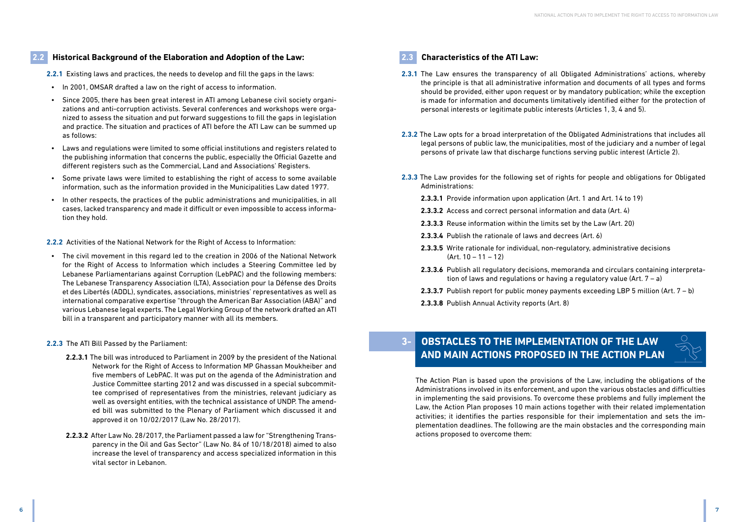## 2.2 Historical Background of the Elaboration and Adoption of the Law:

**2.2.1** Existing laws and practices, the needs to develop and fill the gaps in the laws:

- In 2001, OMSAR drafted a law on the right of access to information.
- Since 2005, there has been great interest in ATI among Lebanese civil society organizations and anti-corruption activists. Several conferences and workshops were organized to assess the situation and put forward suggestions to fill the gaps in legislation and practice. The situation and practices of ATI before the ATI Law can be summed up as follows:
- Laws and regulations were limited to some official institutions and registers related to the publishing information that concerns the public, especially the Official Gazette and different registers such as the Commercial, Land and Associations' Registers.
- Some private laws were limited to establishing the right of access to some available information, such as the information provided in the Municipalities Law dated 1977.
- In other respects, the practices of the public administrations and municipalities, in all cases, lacked transparency and made it difficult or even impossible to access information they hold.

**2.2.2** Activities of the National Network for the Right of Access to Information:

- The civil movement in this regard led to the creation in 2006 of the National Network for the Right of Access to Information which includes a Steering Committee led by Lebanese Parliamentarians against Corruption (LebPAC) and the following members: The Lebanese Transparency Association (LTA), Association pour la Défense des Droits et des Libertés (ADDL), syndicates, associations, ministries' representatives as well as international comparative expertise "through the American Bar Association (ABA)" and various Lebanese legal experts. The Legal Working Group of the network drafted an ATI bill in a transparent and participatory manner with all its members.

**2.2.3** The ATI Bill Passed by the Parliament:

**2.2.3.1** The bill was introduced to Parliament in 2009 by the president of the National Network for the Right of Access to Information MP Ghassan Moukheiber and five members of LebPAC. It was put on the agenda of the Administration and Justice Committee starting 2012 and was discussed in a special subcommittee comprised of representatives from the ministries, relevant judiciary as well as oversight entities, with the technical assistance of UNDP. The amended bill was submitted to the Plenary of Parliament which discussed it and approved it on 10/02/2017 (Law No. 28/2017).

**2.2.3.2** After Law No. 28/2017, the Parliament passed a law for "Strengthening Transparency in the Oil and Gas Sector" (Law No. 84 of 10/18/2018) aimed to also increase the level of transparency and access specialized information in this vital sector in Lebanon.

## 2.3 Characteristics of the ATI Law:

**2.3.1** The Law ensures the transparency of all Obligated Administrations' actions, whereby the principle is that all administrative information and documents of all types and forms should be provided, either upon request or by mandatory publication; while the exception is made for information and documents limitatively identified either for the protection of personal interests or legitimate public interests (Articles 1, 3, 4 and 5).

**2.3.2** The Law opts for a broad interpretation of the Obligated Administrations that includes all legal persons of public law, the municipalities, most of the judiciary and a number of legal persons of private law that discharge functions serving public interest (Article 2).

**2.3.3** The Law provides for the following set of rights for people and obligations for Obligated Administrations:

**2.3.3.1** Provide information upon application (Art. 1 and Art. 14 to 19)

**2.3.3.2** Access and correct personal information and data (Art. 4)

**2.3.3.3** Reuse information within the limits set by the Law (Art. 20)

**2.3.3.4** Publish the rationale of laws and decrees (Art. 6)

**2.3.3.5** Write rationale for individual, non-regulatory, administrative decisions (Art. 10 – 11 – 12)

**2.3.3.6** Publish all regulatory decisions, memoranda and circulars containing interpretation of laws and regulations or having a regulatory value (Art. 7 – a)

**2.3.3.7** Publish report for public money payments exceeding LBP 5 million (Art. 7 – b)

**2.3.3.8** Publish Annual Activity reports (Art. 8)

# 3- OBSTACLES TO THE IMPLEMENTATION OF THE LAW AND MAIN ACTIONS PROPOSED IN THE ACTION PLAN

The Action Plan is based upon the provisions of the Law, including the obligations of the Administrations involved in its enforcement, and upon the various obstacles and difficulties in implementing the said provisions. To overcome these problems and fully implement the Law, the Action Plan proposes 10 main actions together with their related implementation activities; it identifies the parties responsible for their implementation and sets the implementation deadlines. The following are the main obstacles and the corresponding main actions proposed to overcome them: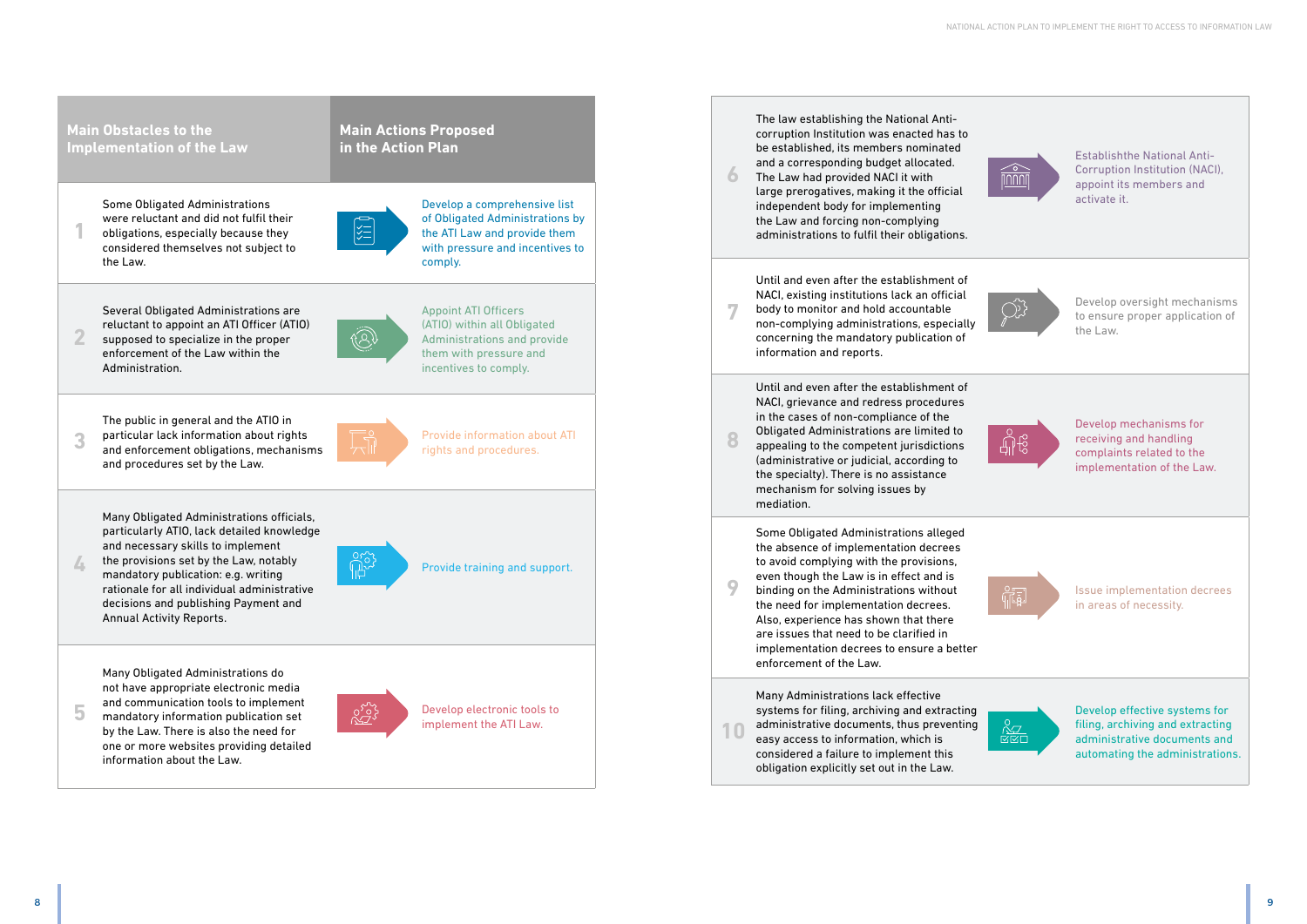| # | Main Obstacles to the Implementation of the Law | Main Actions Proposed in the Action Plan |
|---|---|---|
| 1 | Some Obligated Administrations were reluctant and did not fulfil their obligations, especially because they considered themselves not subject to the Law. | Develop a comprehensive list of Obligated Administrations by the ATI Law and provide them with pressure and incentives to comply. |
| 2 | Several Obligated Administrations are reluctant to appoint an ATI Officer (ATIO) supposed to specialize in the proper enforcement of the Law within the Administration. | Appoint ATI Officers (ATIO) within all Obligated Administrations and provide them with pressure and incentives to comply. |
| 3 | The public in general and the ATIO in particular lack information about rights and enforcement obligations, mechanisms and procedures set by the Law. | Provide information about ATI rights and procedures. |
| 4 | Many Obligated Administrations officials, particularly ATIO, lack detailed knowledge and necessary skills to implement the provisions set by the Law, notably mandatory publication: e.g. writing rationale for all individual administrative decisions and publishing Payment and Annual Activity Reports. | Provide training and support. |
| 5 | Many Obligated Administrations do not have appropriate electronic media and communication tools to implement mandatory information publication set by the Law. There is also the need for one or more websites providing detailed information about the Law. | Develop electronic tools to implement the ATI Law. |
| 6 | The law establishing the National Anti-corruption Institution was enacted has to be established, its members nominated and a corresponding budget allocated. The Law had provided NACI it with large prerogatives, making it the official independent body for implementing the Law and forcing non-complying administrations to fulfil their obligations. | Establishthe National Anti-Corruption Institution (NACI), appoint its members and activate it. |
| 7 | Until and even after the establishment of NACI, existing institutions lack an official body to monitor and hold accountable non-complying administrations, especially concerning the mandatory publication of information and reports. | Develop oversight mechanisms to ensure proper application of the Law. |
| 8 | Until and even after the establishment of NACI, grievance and redress procedures in the cases of non-compliance of the Obligated Administrations are limited to appealing to the competent jurisdictions (administrative or judicial, according to the specialty). There is no assistance mechanism for solving issues by mediation. | Develop mechanisms for receiving and handling complaints related to the implementation of the Law. |
| 9 | Some Obligated Administrations alleged the absence of implementation decrees to avoid complying with the provisions, even though the Law is in effect and is binding on the Administrations without the need for implementation decrees. Also, experience has shown that there are issues that need to be clarified in implementation decrees to ensure a better enforcement of the Law. | Issue implementation decrees in areas of necessity. |
| 10 | Many Administrations lack effective systems for filing, archiving and extracting administrative documents, thus preventing easy access to information, which is considered a failure to implement this obligation explicitly set out in the Law. | Develop effective systems for filing, archiving and extracting administrative documents and automating the administrations. |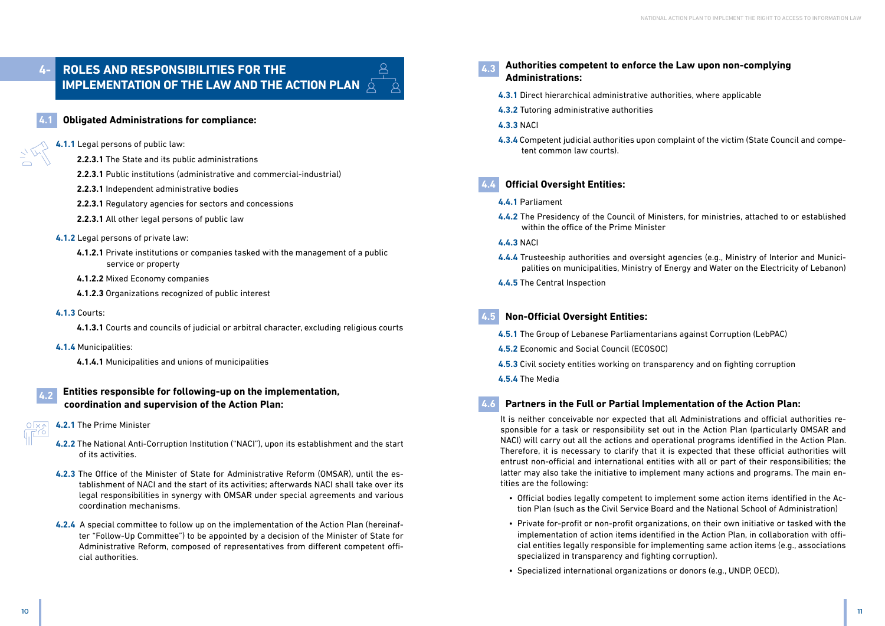## 4- ROLES AND RESPONSIBILITIES FOR THE IMPLEMENTATION OF THE LAW AND THE ACTION PLAN

### 4.1 Obligated Administrations for compliance:

**4.1.1** Legal persons of public law:

- **2.2.3.1** The State and its public administrations
- **2.2.3.1** Public institutions (administrative and commercial-industrial)
- **2.2.3.1** Independent administrative bodies
- **2.2.3.1** Regulatory agencies for sectors and concessions
- **2.2.3.1** All other legal persons of public law

**4.1.2** Legal persons of private law:

- **4.1.2.1** Private institutions or companies tasked with the management of a public service or property
- **4.1.2.2** Mixed Economy companies
- **4.1.2.3** Organizations recognized of public interest

**4.1.3** Courts:

- **4.1.3.1** Courts and councils of judicial or arbitral character, excluding religious courts

**4.1.4** Municipalities:

- **4.1.4.1** Municipalities and unions of municipalities

### 4.2 Entities responsible for following-up on the implementation, coordination and supervision of the Action Plan:

**4.2.1** The Prime Minister

**4.2.2** The National Anti-Corruption Institution ("NACI"), upon its establishment and the start of its activities.

**4.2.3** The Office of the Minister of State for Administrative Reform (OMSAR), until the establishment of NACI and the start of its activities; afterwards NACI shall take over its legal responsibilities in synergy with OMSAR under special agreements and various coordination mechanisms.

**4.2.4** A special committee to follow up on the implementation of the Action Plan (hereinafter "Follow-Up Committee") to be appointed by a decision of the Minister of State for Administrative Reform, composed of representatives from different competent official authorities.

### 4.3 Authorities competent to enforce the Law upon non-complying Administrations:

**4.3.1** Direct hierarchical administrative authorities, where applicable

**4.3.2** Tutoring administrative authorities

**4.3.3** NACI

**4.3.4** Competent judicial authorities upon complaint of the victim (State Council and competent common law courts).

### 4.4 Official Oversight Entities:

**4.4.1** Parliament

**4.4.2** The Presidency of the Council of Ministers, for ministries, attached to or established within the office of the Prime Minister

**4.4.3** NACI

**4.4.4** Trusteeship authorities and oversight agencies (e.g., Ministry of Interior and Municipalities on municipalities, Ministry of Energy and Water on the Electricity of Lebanon)

**4.4.5** The Central Inspection

### 4.5 Non-Official Oversight Entities:

**4.5.1** The Group of Lebanese Parliamentarians against Corruption (LebPAC)

**4.5.2** Economic and Social Council (ECOSOC)

**4.5.3** Civil society entities working on transparency and on fighting corruption

**4.5.4** The Media

### 4.6 Partners in the Full or Partial Implementation of the Action Plan:

It is neither conceivable nor expected that all Administrations and official authorities responsible for a task or responsibility set out in the Action Plan (particularly OMSAR and NACI) will carry out all the actions and operational programs identified in the Action Plan. Therefore, it is necessary to clarify that it is expected that these official authorities will entrust non-official and international entities with all or part of their responsibilities; the latter may also take the initiative to implement many actions and programs. The main entities are the following:

- Official bodies legally competent to implement some action items identified in the Action Plan (such as the Civil Service Board and the National School of Administration)
- Private for-profit or non-profit organizations, on their own initiative or tasked with the implementation of action items identified in the Action Plan, in collaboration with official entities legally responsible for implementing same action items (e.g., associations specialized in transparency and fighting corruption).
- Specialized international organizations or donors (e.g., UNDP, OECD).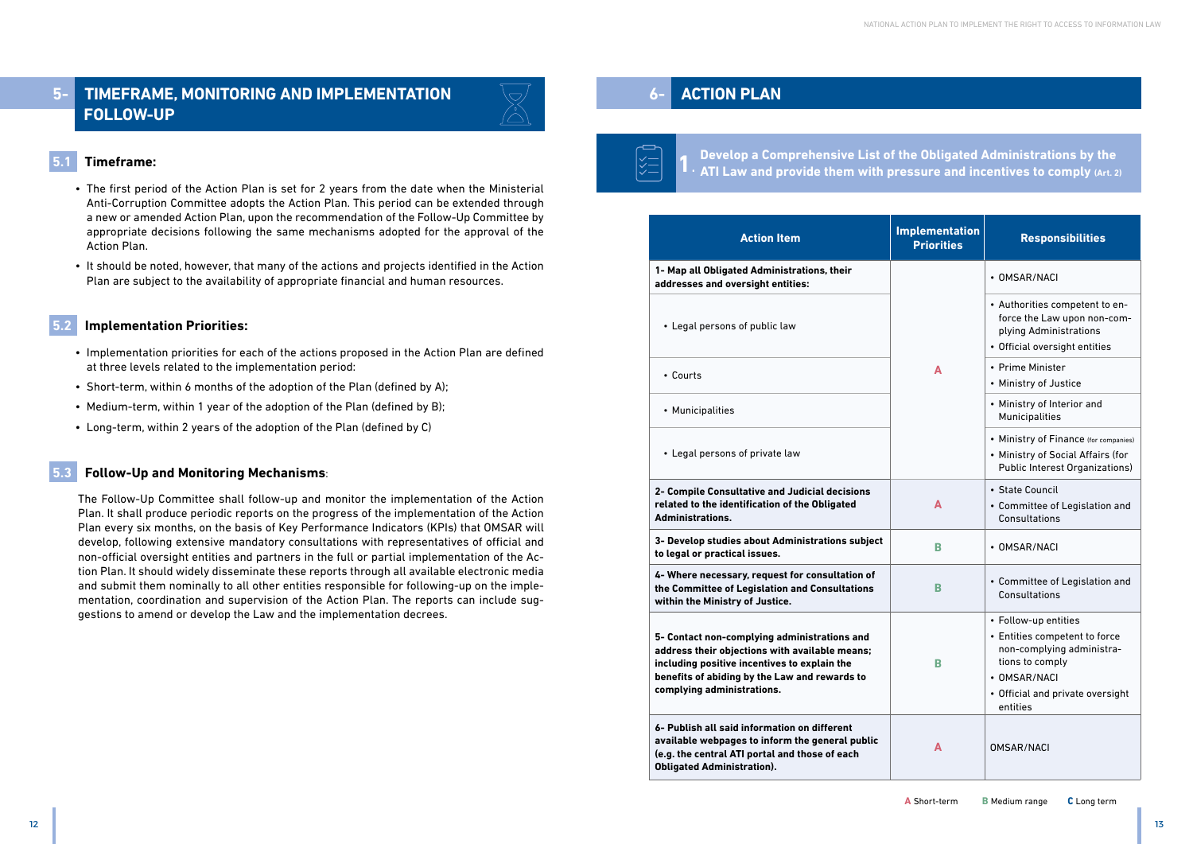## 5- TIMEFRAME, MONITORING AND IMPLEMENTATION FOLLOW-UP

### 5.1 Timeframe:

- The first period of the Action Plan is set for 2 years from the date when the Ministerial Anti-Corruption Committee adopts the Action Plan. This period can be extended through a new or amended Action Plan, upon the recommendation of the Follow-Up Committee by appropriate decisions following the same mechanisms adopted for the approval of the Action Plan.
- It should be noted, however, that many of the actions and projects identified in the Action Plan are subject to the availability of appropriate financial and human resources.

### 5.2 Implementation Priorities:

- Implementation priorities for each of the actions proposed in the Action Plan are defined at three levels related to the implementation period:
- Short-term, within 6 months of the adoption of the Plan (defined by A);
- Medium-term, within 1 year of the adoption of the Plan (defined by B);
- Long-term, within 2 years of the adoption of the Plan (defined by C)

### 5.3 Follow-Up and Monitoring Mechanisms:

The Follow-Up Committee shall follow-up and monitor the implementation of the Action Plan. It shall produce periodic reports on the progress of the implementation of the Action Plan every six months, on the basis of Key Performance Indicators (KPIs) that OMSAR will develop, following extensive mandatory consultations with representatives of official and non-official oversight entities and partners in the full or partial implementation of the Action Plan. It should widely disseminate these reports through all available electronic media and submit them nominally to all other entities responsible for following-up on the implementation, coordination and supervision of the Action Plan. The reports can include suggestions to amend or develop the Law and the implementation decrees.

## 6- ACTION PLAN

### 1. Develop a Comprehensive List of the Obligated Administrations by the ATI Law and provide them with pressure and incentives to comply (Art. 2)

| Action Item | Implementation Priorities | Responsibilities |
|---|---|---|
| **1- Map all Obligated Administrations, their addresses and oversight entities:** | A | • OMSAR/NACI |
| • Legal persons of public law | | • Authorities competent to enforce the Law upon non-complying Administrations<br>• Official oversight entities |
| • Courts | | • Prime Minister<br>• Ministry of Justice |
| • Municipalities | | • Ministry of Interior and Municipalities |
| • Legal persons of private law | | • Ministry of Finance (for companies)<br>• Ministry of Social Affairs (for Public Interest Organizations) |
| **2- Compile Consultative and Judicial decisions related to the identification of the Obligated Administrations.** | A | • State Council<br>• Committee of Legislation and Consultations |
| **3- Develop studies about Administrations subject to legal or practical issues.** | B | • OMSAR/NACI |
| **4- Where necessary, request for consultation of the Committee of Legislation and Consultations within the Ministry of Justice.** | B | • Committee of Legislation and Consultations |
| **5- Contact non-complying administrations and address their objections with available means; including positive incentives to explain the benefits of abiding by the Law and rewards to complying administrations.** | B | • Follow-up entities<br>• Entities competent to force non-complying administrations to comply<br>• OMSAR/NACI<br>• Official and private oversight entities |
| **6- Publish all said information on different available webpages to inform the general public (e.g. the central ATI portal and those of each Obligated Administration).** | A | OMSAR/NACI |

**A** Short-term **B** Medium range **C** Long term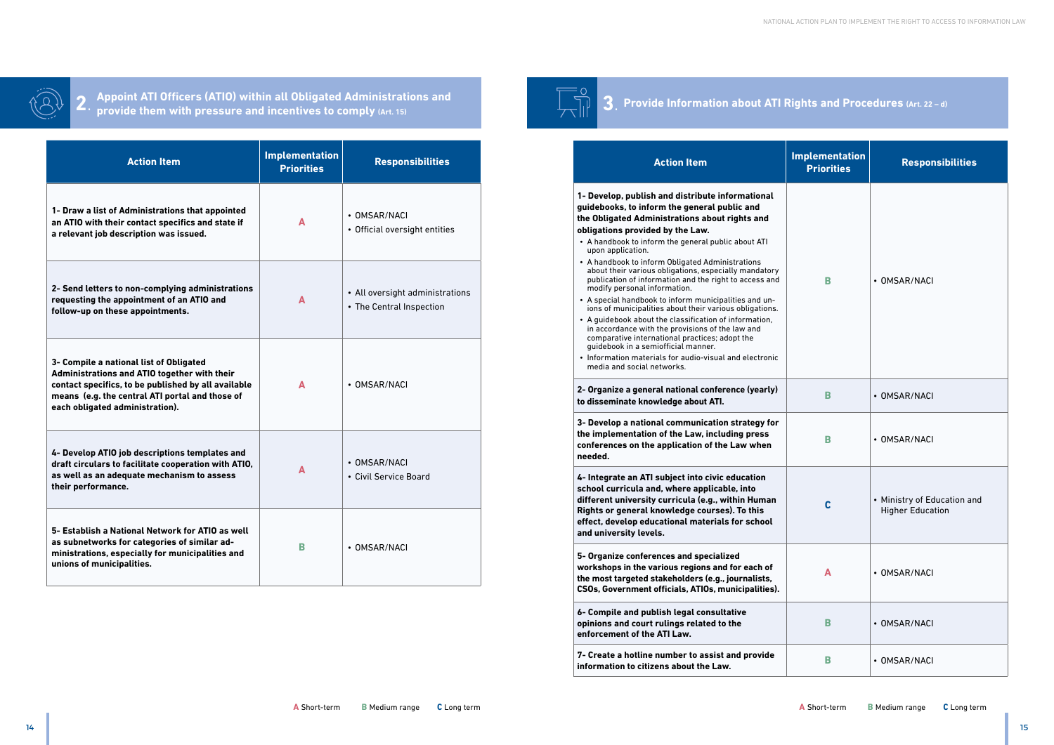## 2. Appoint ATI Officers (ATIO) within all Obligated Administrations and provide them with pressure and incentives to comply (Art. 15)

| Action Item | Implementation Priorities | Responsibilities |
|---|---|---|
| **1- Draw a list of Administrations that appointed an ATIO with their contact specifics and state if a relevant job description was issued.** | A | • OMSAR/NACI<br>• Official oversight entities |
| **2- Send letters to non-complying administrations requesting the appointment of an ATIO and follow-up on these appointments.** | A | • All oversight administrations<br>• The Central Inspection |
| **3- Compile a national list of Obligated Administrations and ATIO together with their contact specifics, to be published by all available means (e.g. the central ATI portal and those of each obligated administration).** | A | • OMSAR/NACI |
| **4- Develop ATIO job descriptions templates and draft circulars to facilitate cooperation with ATIO, as well as an adequate mechanism to assess their performance.** | A | • OMSAR/NACI<br>• Civil Service Board |
| **5- Establish a National Network for ATIO as well as subnetworks for categories of similar administrations, especially for municipalities and unions of municipalities.** | B | • OMSAR/NACI |

**A** Short-term **B** Medium range **C** Long term

## 3. Provide Information about ATI Rights and Procedures (Art. 22 – d)

| Action Item | Implementation Priorities | Responsibilities |
|---|---|---|
| **1- Develop, publish and distribute informational guidebooks, to inform the general public and the Obligated Administrations about rights and obligations provided by the Law.**<br>• A handbook to inform the general public about ATI upon application.<br>• A handbook to inform Obligated Administrations about their various obligations, especially mandatory publication of information and the right to access and modify personal information.<br>• A special handbook to inform municipalities and unions of municipalities about their various obligations.<br>• A guidebook about the classification of information, in accordance with the provisions of the law and comparative international practices; adopt the guidebook in a semiofficial manner.<br>• Information materials for audio-visual and electronic media and social networks. | B | • OMSAR/NACI |
| **2- Organize a general national conference (yearly) to disseminate knowledge about ATI.** | B | • OMSAR/NACI |
| **3- Develop a national communication strategy for the implementation of the Law, including press conferences on the application of the Law when needed.** | B | • OMSAR/NACI |
| **4- Integrate an ATI subject into civic education school curricula and, where applicable, into different university curricula (e.g., within Human Rights or general knowledge courses). To this effect, develop educational materials for school and university levels.** | C | • Ministry of Education and Higher Education |
| **5- Organize conferences and specialized workshops in the various regions and for each of the most targeted stakeholders (e.g., journalists, CSOs, Government officials, ATIOs, municipalities).** | A | • OMSAR/NACI |
| **6- Compile and publish legal consultative opinions and court rulings related to the enforcement of the ATI Law.** | B | • OMSAR/NACI |
| **7- Create a hotline number to assist and provide information to citizens about the Law.** | B | • OMSAR/NACI |

**A** Short-term **B** Medium range **C** Long term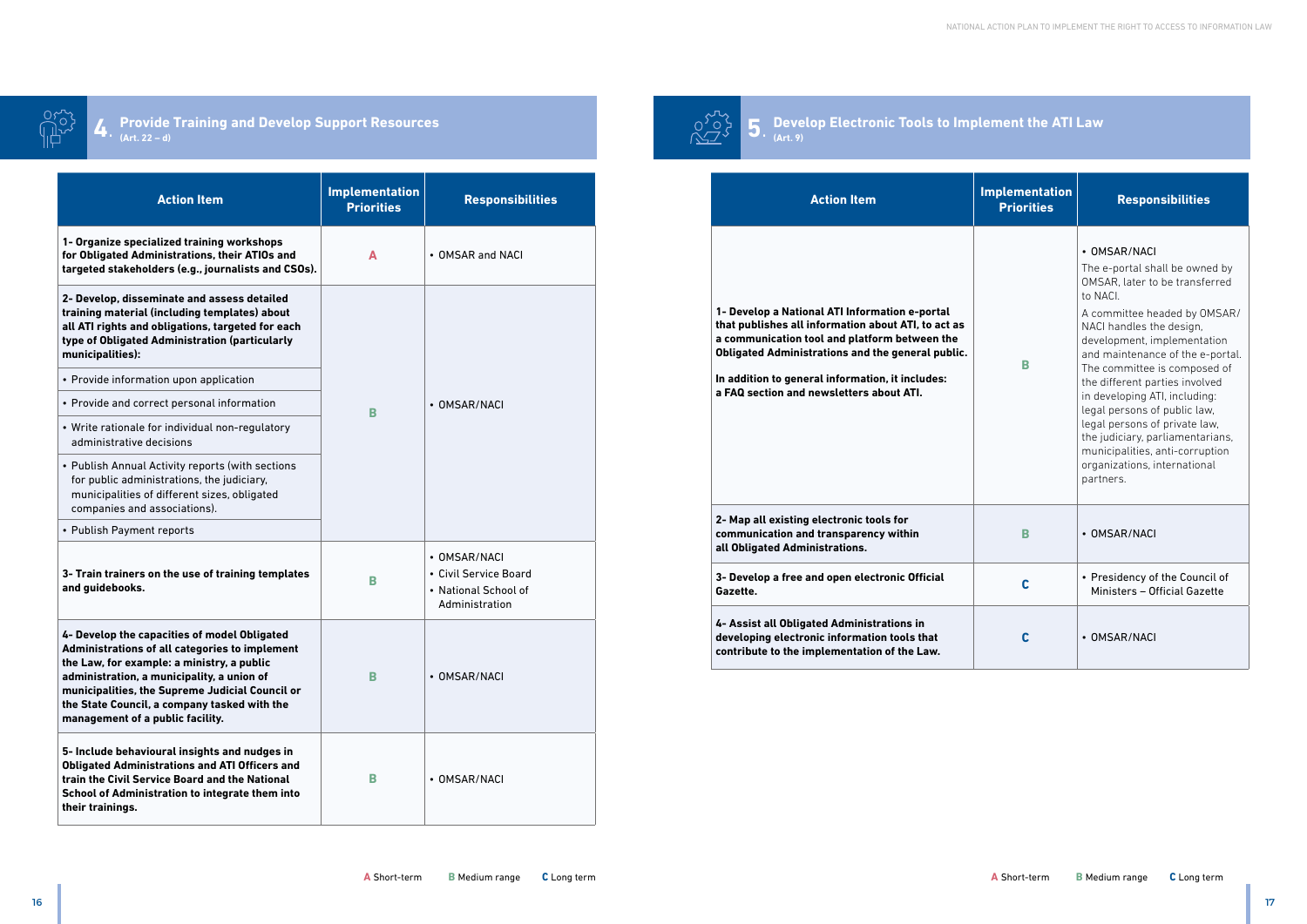## 4. Provide Training and Develop Support Resources
(Art. 22 – d)

| Action Item | Implementation Priorities | Responsibilities |
|---|---|---|
| **1- Organize specialized training workshops for Obligated Administrations, their ATIOs and targeted stakeholders (e.g., journalists and CSOs).** | A | • OMSAR and NACI |
| **2- Develop, disseminate and assess detailed training material (including templates) about all ATI rights and obligations, targeted for each type of Obligated Administration (particularly municipalities):** <br> • Provide information upon application <br> • Provide and correct personal information <br> • Write rationale for individual non-regulatory administrative decisions <br> • Publish Annual Activity reports (with sections for public administrations, the judiciary, municipalities of different sizes, obligated companies and associations). <br> • Publish Payment reports | B | • OMSAR/NACI |
| **3- Train trainers on the use of training templates and guidebooks.** | B | • OMSAR/NACI <br> • Civil Service Board <br> • National School of Administration |
| **4- Develop the capacities of model Obligated Administrations of all categories to implement the Law, for example: a ministry, a public administration, a municipality, a union of municipalities, the Supreme Judicial Council or the State Council, a company tasked with the management of a public facility.** | B | • OMSAR/NACI |
| **5- Include behavioural insights and nudges in Obligated Administrations and ATI Officers and train the Civil Service Board and the National School of Administration to integrate them into their trainings.** | B | • OMSAR/NACI |

A Short-term B Medium range C Long term

## 5. Develop Electronic Tools to Implement the ATI Law
(Art. 9)

| Action Item | Implementation Priorities | Responsibilities |
|---|---|---|
| **1- Develop a National ATI Information e-portal that publishes all information about ATI, to act as a communication tool and platform between the Obligated Administrations and the general public.** <br><br> **In addition to general information, it includes: a FAQ section and newsletters about ATI.** | B | • OMSAR/NACI <br> The e-portal shall be owned by OMSAR, later to be transferred to NACI. <br> A committee headed by OMSAR/NACI handles the design, development, implementation and maintenance of the e-portal. The committee is composed of the different parties involved in developing ATI, including: legal persons of public law, legal persons of private law, the judiciary, parliamentarians, municipalities, anti-corruption organizations, international partners. |
| **2- Map all existing electronic tools for communication and transparency within all Obligated Administrations.** | B | • OMSAR/NACI |
| **3- Develop a free and open electronic Official Gazette.** | C | • Presidency of the Council of Ministers – Official Gazette |
| **4- Assist all Obligated Administrations in developing electronic information tools that contribute to the implementation of the Law.** | C | • OMSAR/NACI |

A Short-term B Medium range C Long term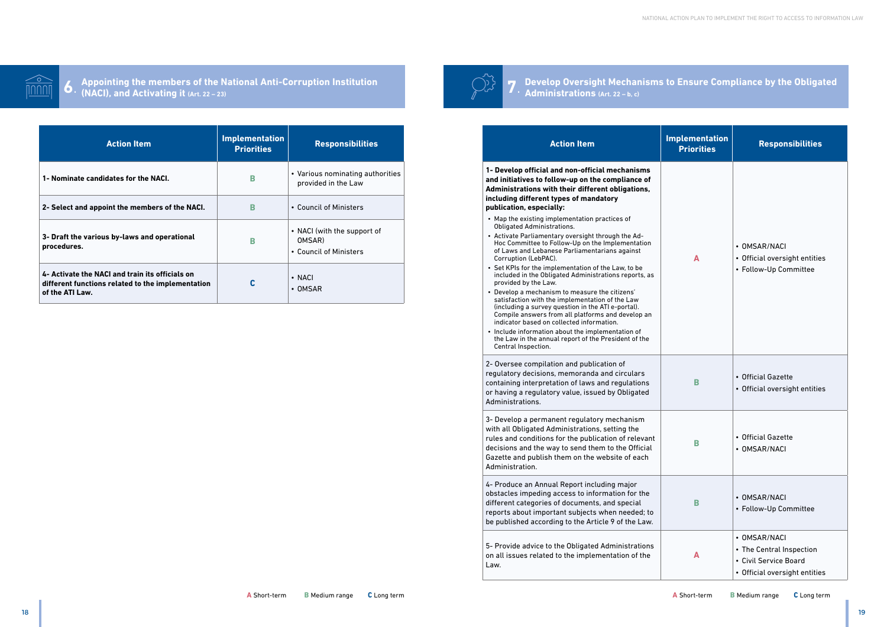## 6. Appointing the members of the National Anti-Corruption Institution (NACI), and Activating it (Art. 22 – 23)

| Action Item | Implementation Priorities | Responsibilities |
|---|---|---|
| **1- Nominate candidates for the NACI.** | B | • Various nominating authorities provided in the Law |
| **2- Select and appoint the members of the NACI.** | B | • Council of Ministers |
| **3- Draft the various by-laws and operational procedures.** | B | • NACI (with the support of OMSAR)<br>• Council of Ministers |
| **4- Activate the NACI and train its officials on different functions related to the implementation of the ATI Law.** | C | • NACI<br>• OMSAR |

A Short-term B Medium range C Long term

## 7. Develop Oversight Mechanisms to Ensure Compliance by the Obligated Administrations (Art. 22 – b, c)

| Action Item | Implementation Priorities | Responsibilities |
|---|---|---|
| **1- Develop official and non-official mechanisms and initiatives to follow-up on the compliance of Administrations with their different obligations, including different types of mandatory publication, especially:**<br>• Map the existing implementation practices of Obligated Administrations.<br>• Activate Parliamentary oversight through the Ad-Hoc Committee to Follow-Up on the Implementation of Laws and Lebanese Parliamentarians against Corruption (LebPAC).<br>• Set KPIs for the implementation of the Law, to be included in the Obligated Administrations reports, as provided by the Law.<br>• Develop a mechanism to measure the citizens' satisfaction with the implementation of the Law (including a survey question in the ATI e-portal). Compile answers from all platforms and develop an indicator based on collected information.<br>• Include information about the implementation of the Law in the annual report of the President of the Central Inspection. | A | • OMSAR/NACI<br>• Official oversight entities<br>• Follow-Up Committee |
| 2- Oversee compilation and publication of regulatory decisions, memoranda and circulars containing interpretation of laws and regulations or having a regulatory value, issued by Obligated Administrations. | B | • Official Gazette<br>• Official oversight entities |
| 3- Develop a permanent regulatory mechanism with all Obligated Administrations, setting the rules and conditions for the publication of relevant decisions and the way to send them to the Official Gazette and publish them on the website of each Administration. | B | • Official Gazette<br>• OMSAR/NACI |
| 4- Produce an Annual Report including major obstacles impeding access to information for the different categories of documents, and special reports about important subjects when needed; to be published according to the Article 9 of the Law. | B | • OMSAR/NACI<br>• Follow-Up Committee |
| 5- Provide advice to the Obligated Administrations on all issues related to the implementation of the Law. | A | • OMSAR/NACI<br>• The Central Inspection<br>• Civil Service Board<br>• Official oversight entities |

A Short-term B Medium range C Long term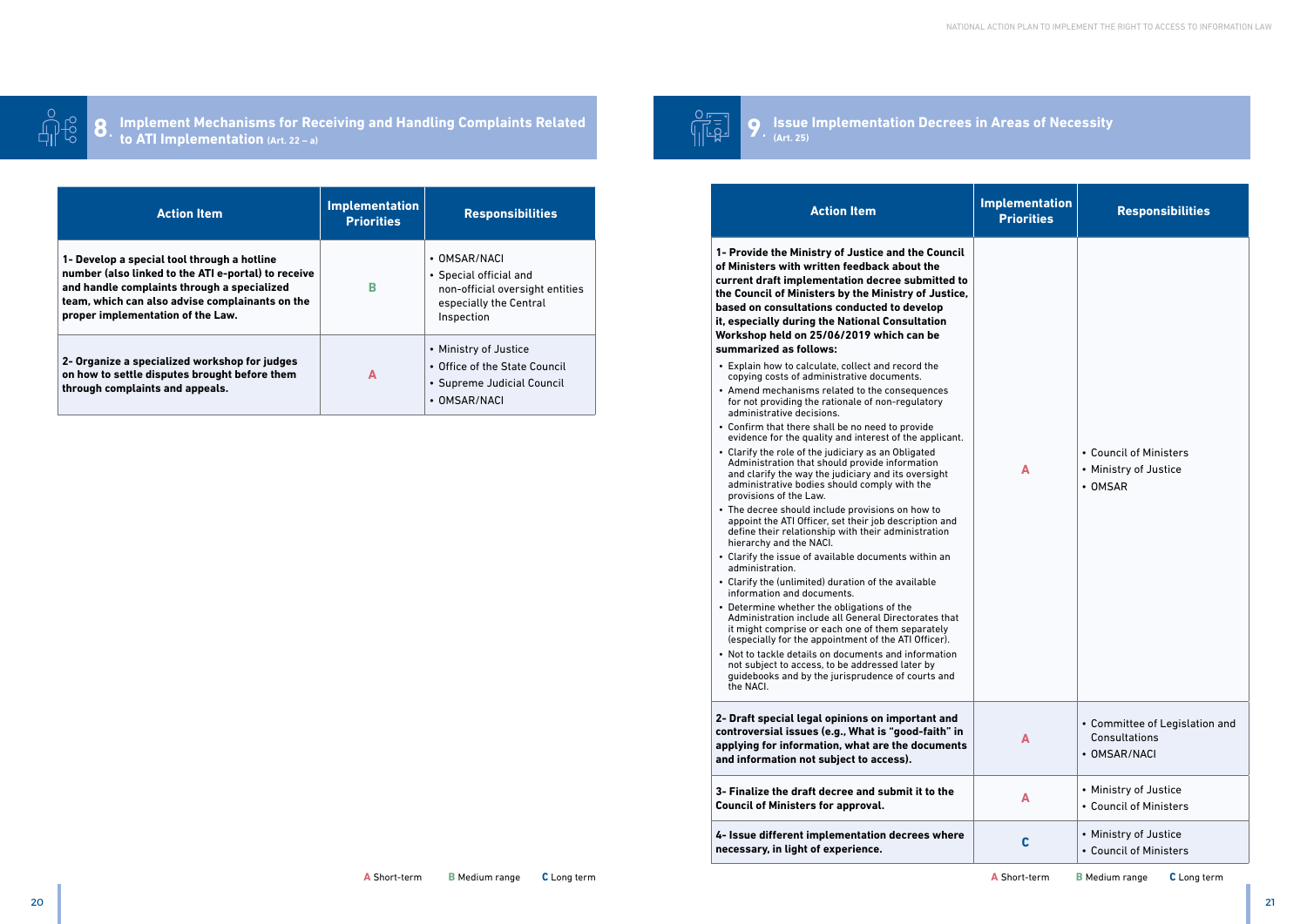## 8. Implement Mechanisms for Receiving and Handling Complaints Related to ATI Implementation (Art. 22 – a)

| Action Item | Implementation Priorities | Responsibilities |
|---|---|---|
| **1- Develop a special tool through a hotline number (also linked to the ATI e-portal) to receive and handle complaints through a specialized team, which can also advise complainants on the proper implementation of the Law.** | B | • OMSAR/NACI<br>• Special official and non-official oversight entities especially the Central Inspection |
| **2- Organize a specialized workshop for judges on how to settle disputes brought before them through complaints and appeals.** | A | • Ministry of Justice<br>• Office of the State Council<br>• Supreme Judicial Council<br>• OMSAR/NACI |

A Short-term B Medium range C Long term

## 9. Issue Implementation Decrees in Areas of Necessity (Art. 25)

| Action Item | Implementation Priorities | Responsibilities |
|---|---|---|
| **1- Provide the Ministry of Justice and the Council of Ministers with written feedback about the current draft implementation decree submitted to the Council of Ministers by the Ministry of Justice, based on consultations conducted to develop it, especially during the National Consultation Workshop held on 25/06/2019 which can be summarized as follows:**<br>• Explain how to calculate, collect and record the copying costs of administrative documents.<br>• Amend mechanisms related to the consequences for not providing the rationale of non-regulatory administrative decisions.<br>• Confirm that there shall be no need to provide evidence for the quality and interest of the applicant.<br>• Clarify the role of the judiciary as an Obligated Administration that should provide information and clarify the way the judiciary and its oversight administrative bodies should comply with the provisions of the Law.<br>• The decree should include provisions on how to appoint the ATI Officer, set their job description and define their relationship with their administration hierarchy and the NACI.<br>• Clarify the issue of available documents within an administration.<br>• Clarify the (unlimited) duration of the available information and documents.<br>• Determine whether the obligations of the Administration include all General Directorates that it might comprise or each one of them separately (especially for the appointment of the ATI Officer).<br>• Not to tackle details on documents and information not subject to access, to be addressed later by guidebooks and by the jurisprudence of courts and the NACI. | A | • Council of Ministers<br>• Ministry of Justice<br>• OMSAR |
| **2- Draft special legal opinions on important and controversial issues (e.g., What is "good-faith" in applying for information, what are the documents and information not subject to access).** | A | • Committee of Legislation and Consultations<br>• OMSAR/NACI |
| **3- Finalize the draft decree and submit it to the Council of Ministers for approval.** | A | • Ministry of Justice<br>• Council of Ministers |
| **4- Issue different implementation decrees where necessary, in light of experience.** | C | • Ministry of Justice<br>• Council of Ministers |

A Short-term B Medium range C Long term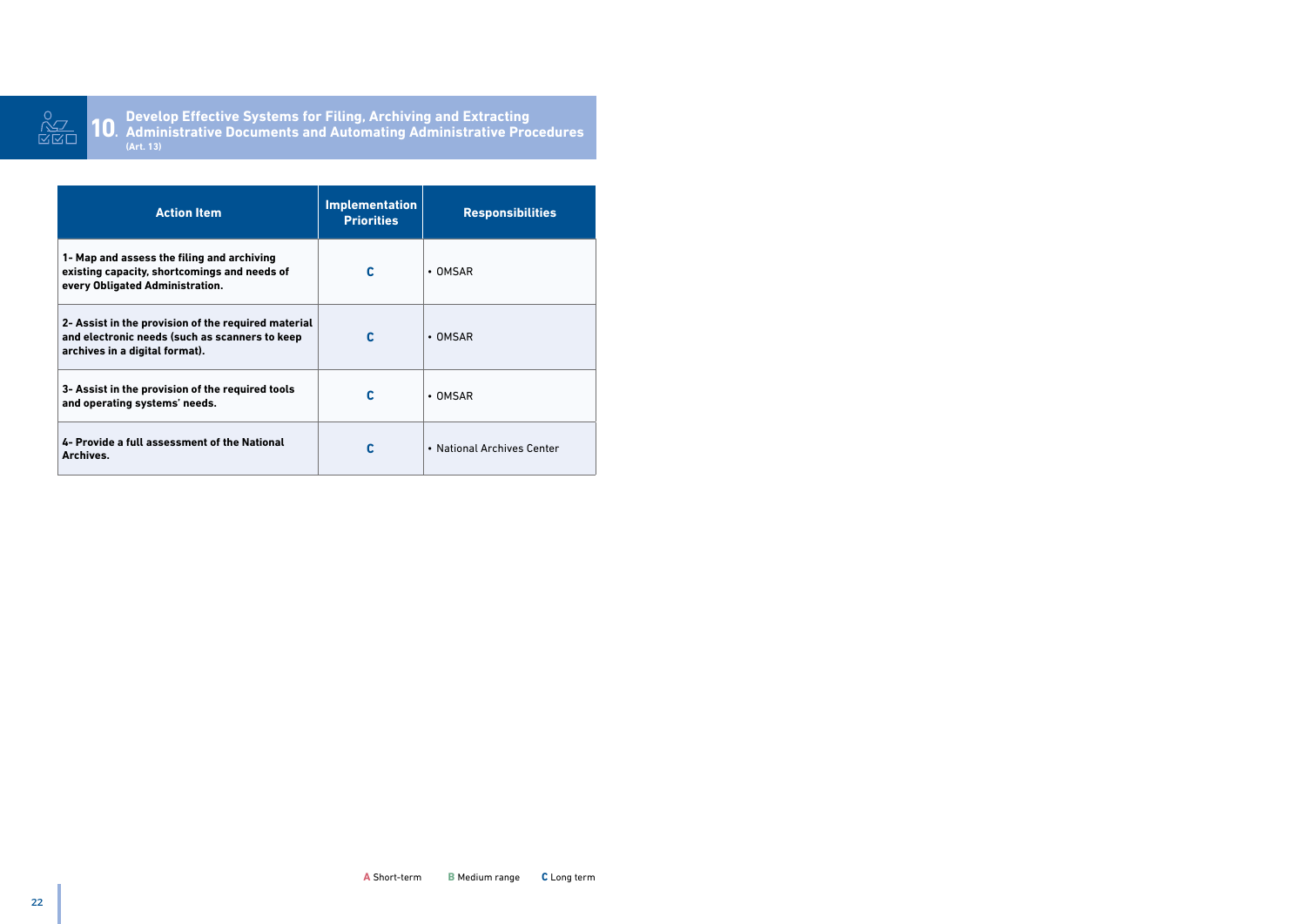## 10. Develop Effective Systems for Filing, Archiving and Extracting Administrative Documents and Automating Administrative Procedures

(Art. 13)

| Action Item | Implementation Priorities | Responsibilities |
|---|---|---|
| **1- Map and assess the filing and archiving existing capacity, shortcomings and needs of every Obligated Administration.** | C | • OMSAR |
| **2- Assist in the provision of the required material and electronic needs (such as scanners to keep archives in a digital format).** | C | • OMSAR |
| **3- Assist in the provision of the required tools and operating systems' needs.** | C | • OMSAR |
| **4- Provide a full assessment of the National Archives.** | C | • National Archives Center |

**A** Short-term **B** Medium range **C** Long term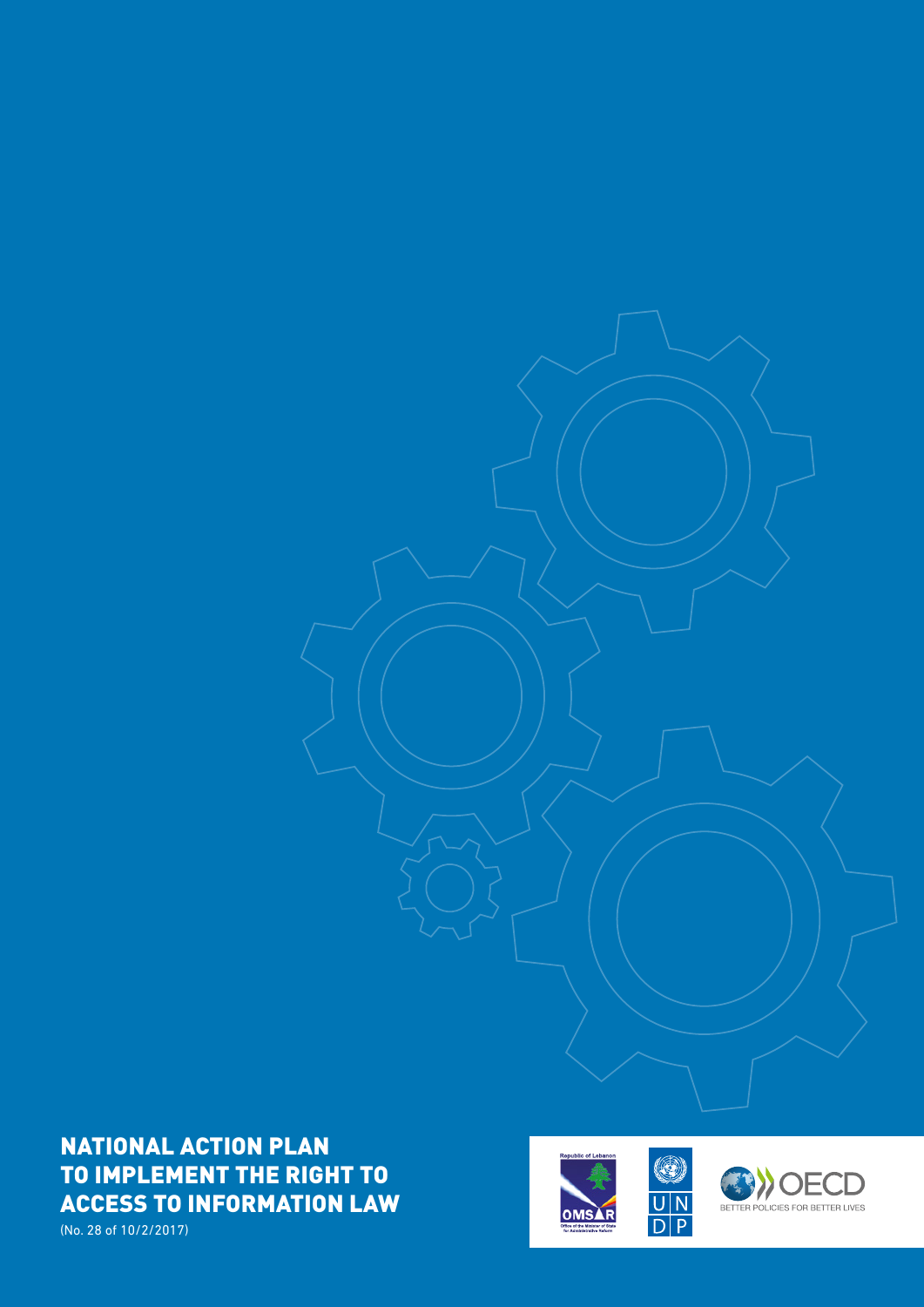# NATIONAL ACTION PLAN TO IMPLEMENT THE RIGHT TO ACCESS TO INFORMATION LAW

(No. 28 of 10/2/2017)

Republic of Lebanon

OMSAR

Office of the Minister of State for Administrative Reform

UN DP

OECD

BETTER POLICIES FOR BETTER LIVES